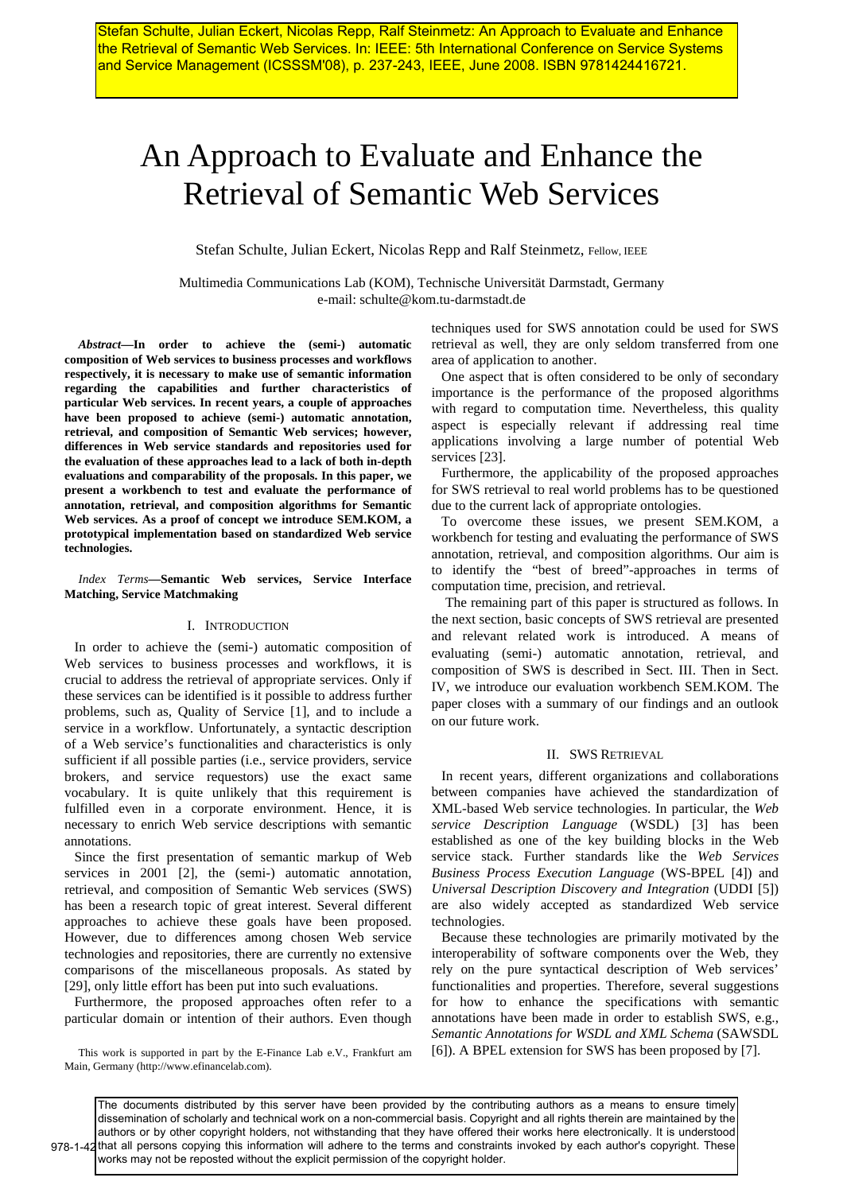Stefan Schulte, Julian Eckert, Nicolas Repp, Ralf Steinmetz: An Approach to Evaluate and Enhance the Retrieval of Semantic Web Services. In: IEEE: 5th International Conference on Service Systems and Service Management (ICSSSM'08), p. 237-243, IEEE, June 2008. ISBN 9781424416721.

# An Approach to Evaluate and Enhance the Retrieval of Semantic Web Services

Stefan Schulte, Julian Eckert, Nicolas Repp and Ralf Steinmetz, Fellow, IEEE

Multimedia Communications Lab (KOM), Technische Universität Darmstadt, Germany
e-mail: schulte@kom.tu-darmstadt.de

***Abstract*—In order to achieve the (semi-) automatic composition of Web services to business processes and workflows respectively, it is necessary to make use of semantic information regarding the capabilities and further characteristics of particular Web services. In recent years, a couple of approaches have been proposed to achieve (semi-) automatic annotation, retrieval, and composition of Semantic Web services; however, differences in Web service standards and repositories used for the evaluation of these approaches lead to a lack of both in-depth evaluations and comparability of the proposals. In this paper, we present a workbench to test and evaluate the performance of annotation, retrieval, and composition algorithms for Semantic Web services. As a proof of concept we introduce SEM.KOM, a prototypical implementation based on standardized Web service technologies.**

***Index Terms*—Semantic Web services, Service Interface Matching, Service Matchmaking**

## I. Introduction

In order to achieve the (semi-) automatic composition of Web services to business processes and workflows, it is crucial to address the retrieval of appropriate services. Only if these services can be identified is it possible to address further problems, such as, Quality of Service [1], and to include a service in a workflow. Unfortunately, a syntactic description of a Web service's functionalities and characteristics is only sufficient if all possible parties (i.e., service providers, service brokers, and service requestors) use the exact same vocabulary. It is quite unlikely that this requirement is fulfilled even in a corporate environment. Hence, it is necessary to enrich Web service descriptions with semantic annotations.

Since the first presentation of semantic markup of Web services in 2001 [2], the (semi-) automatic annotation, retrieval, and composition of Semantic Web services (SWS) has been a research topic of great interest. Several different approaches to achieve these goals have been proposed. However, due to differences among chosen Web service technologies and repositories, there are currently no extensive comparisons of the miscellaneous proposals. As stated by [29], only little effort has been put into such evaluations.

Furthermore, the proposed approaches often refer to a particular domain or intention of their authors. Even though techniques used for SWS annotation could be used for SWS retrieval as well, they are only seldom transferred from one area of application to another.

One aspect that is often considered to be only of secondary importance is the performance of the proposed algorithms with regard to computation time. Nevertheless, this quality aspect is especially relevant if addressing real time applications involving a large number of potential Web services [23].

Furthermore, the applicability of the proposed approaches for SWS retrieval to real world problems has to be questioned due to the current lack of appropriate ontologies.

To overcome these issues, we present SEM.KOM, a workbench for testing and evaluating the performance of SWS annotation, retrieval, and composition algorithms. Our aim is to identify the "best of breed"-approaches in terms of computation time, precision, and retrieval.

The remaining part of this paper is structured as follows. In the next section, basic concepts of SWS retrieval are presented and relevant related work is introduced. A means of evaluating (semi-) automatic annotation, retrieval, and composition of SWS is described in Sect. III. Then in Sect. IV, we introduce our evaluation workbench SEM.KOM. The paper closes with a summary of our findings and an outlook on our future work.

## II. SWS Retrieval

In recent years, different organizations and collaborations between companies have achieved the standardization of XML-based Web service technologies. In particular, the *Web service Description Language* (WSDL) [3] has been established as one of the key building blocks in the Web service stack. Further standards like the *Web Services Business Process Execution Language* (WS-BPEL [4]) and *Universal Description Discovery and Integration* (UDDI [5]) are also widely accepted as standardized Web service technologies.

Because these technologies are primarily motivated by the interoperability of software components over the Web, they rely on the pure syntactical description of Web services' functionalities and properties. Therefore, several suggestions for how to enhance the specifications with semantic annotations have been made in order to establish SWS, e.g., *Semantic Annotations for WSDL and XML Schema* (SAWSDL [6]). A BPEL extension for SWS has been proposed by [7].

This work is supported in part by the E-Finance Lab e.V., Frankfurt am Main, Germany (http://www.efinancelab.com).

The documents distributed by this server have been provided by the contributing authors as a means to ensure timely dissemination of scholarly and technical work on a non-commercial basis. Copyright and all rights therein are maintained by the authors or by other copyright holders, not withstanding that they have offered their works here electronically. It is understood that all persons copying this information will adhere to the terms and constraints invoked by each author's copyright. These works may not be reposted without the explicit permission of the copyright holder.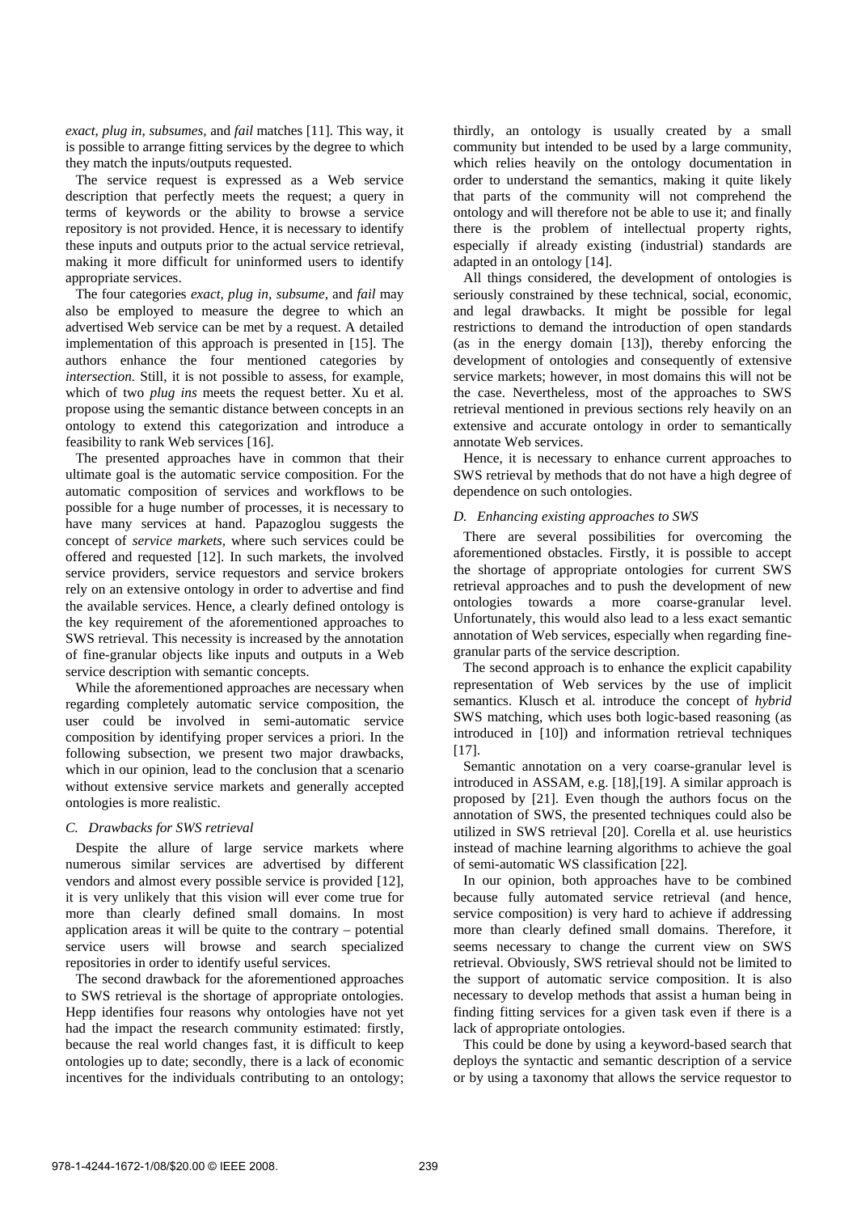*exact*, *plug in*, *subsumes*, and *fail* matches [11]. This way, it is possible to arrange fitting services by the degree to which they match the inputs/outputs requested.

The service request is expressed as a Web service description that perfectly meets the request; a query in terms of keywords or the ability to browse a service repository is not provided. Hence, it is necessary to identify these inputs and outputs prior to the actual service retrieval, making it more difficult for uninformed users to identify appropriate services.

The four categories *exact, plug in, subsume,* and *fail* may also be employed to measure the degree to which an advertised Web service can be met by a request. A detailed implementation of this approach is presented in [15]. The authors enhance the four mentioned categories by *intersection*. Still, it is not possible to assess, for example, which of two *plug ins* meets the request better. Xu et al. propose using the semantic distance between concepts in an ontology to extend this categorization and introduce a feasibility to rank Web services [16].

The presented approaches have in common that their ultimate goal is the automatic service composition. For the automatic composition of services and workflows to be possible for a huge number of processes, it is necessary to have many services at hand. Papazoglou suggests the concept of *service markets,* where such services could be offered and requested [12]. In such markets, the involved service providers, service requestors and service brokers rely on an extensive ontology in order to advertise and find the available services. Hence, a clearly defined ontology is the key requirement of the aforementioned approaches to SWS retrieval. This necessity is increased by the annotation of fine-granular objects like inputs and outputs in a Web service description with semantic concepts.

While the aforementioned approaches are necessary when regarding completely automatic service composition, the user could be involved in semi-automatic service composition by identifying proper services a priori. In the following subsection, we present two major drawbacks, which in our opinion, lead to the conclusion that a scenario without extensive service markets and generally accepted ontologies is more realistic.

### *C. Drawbacks for SWS retrieval*

Despite the allure of large service markets where numerous similar services are advertised by different vendors and almost every possible service is provided [12], it is very unlikely that this vision will ever come true for more than clearly defined small domains. In most application areas it will be quite to the contrary – potential service users will browse and search specialized repositories in order to identify useful services.

The second drawback for the aforementioned approaches to SWS retrieval is the shortage of appropriate ontologies. Hepp identifies four reasons why ontologies have not yet had the impact the research community estimated: firstly, because the real world changes fast, it is difficult to keep ontologies up to date; secondly, there is a lack of economic incentives for the individuals contributing to an ontology; thirdly, an ontology is usually created by a small community but intended to be used by a large community, which relies heavily on the ontology documentation in order to understand the semantics, making it quite likely that parts of the community will not comprehend the ontology and will therefore not be able to use it; and finally there is the problem of intellectual property rights, especially if already existing (industrial) standards are adapted in an ontology [14].

All things considered, the development of ontologies is seriously constrained by these technical, social, economic, and legal drawbacks. It might be possible for legal restrictions to demand the introduction of open standards (as in the energy domain [13]), thereby enforcing the development of ontologies and consequently of extensive service markets; however, in most domains this will not be the case. Nevertheless, most of the approaches to SWS retrieval mentioned in previous sections rely heavily on an extensive and accurate ontology in order to semantically annotate Web services.

Hence, it is necessary to enhance current approaches to SWS retrieval by methods that do not have a high degree of dependence on such ontologies.

### *D. Enhancing existing approaches to SWS*

There are several possibilities for overcoming the aforementioned obstacles. Firstly, it is possible to accept the shortage of appropriate ontologies for current SWS retrieval approaches and to push the development of new ontologies towards a more coarse-granular level. Unfortunately, this would also lead to a less exact semantic annotation of Web services, especially when regarding fine-granular parts of the service description.

The second approach is to enhance the explicit capability representation of Web services by the use of implicit semantics. Klusch et al. introduce the concept of *hybrid* SWS matching, which uses both logic-based reasoning (as introduced in [10]) and information retrieval techniques [17].

Semantic annotation on a very coarse-granular level is introduced in ASSAM, e.g. [18],[19]. A similar approach is proposed by [21]. Even though the authors focus on the annotation of SWS, the presented techniques could also be utilized in SWS retrieval [20]. Corella et al. use heuristics instead of machine learning algorithms to achieve the goal of semi-automatic WS classification [22].

In our opinion, both approaches have to be combined because fully automated service retrieval (and hence, service composition) is very hard to achieve if addressing more than clearly defined small domains. Therefore, it seems necessary to change the current view on SWS retrieval. Obviously, SWS retrieval should not be limited to the support of automatic service composition. It is also necessary to develop methods that assist a human being in finding fitting services for a given task even if there is a lack of appropriate ontologies.

This could be done by using a keyword-based search that deploys the syntactic and semantic description of a service or by using a taxonomy that allows the service requestor to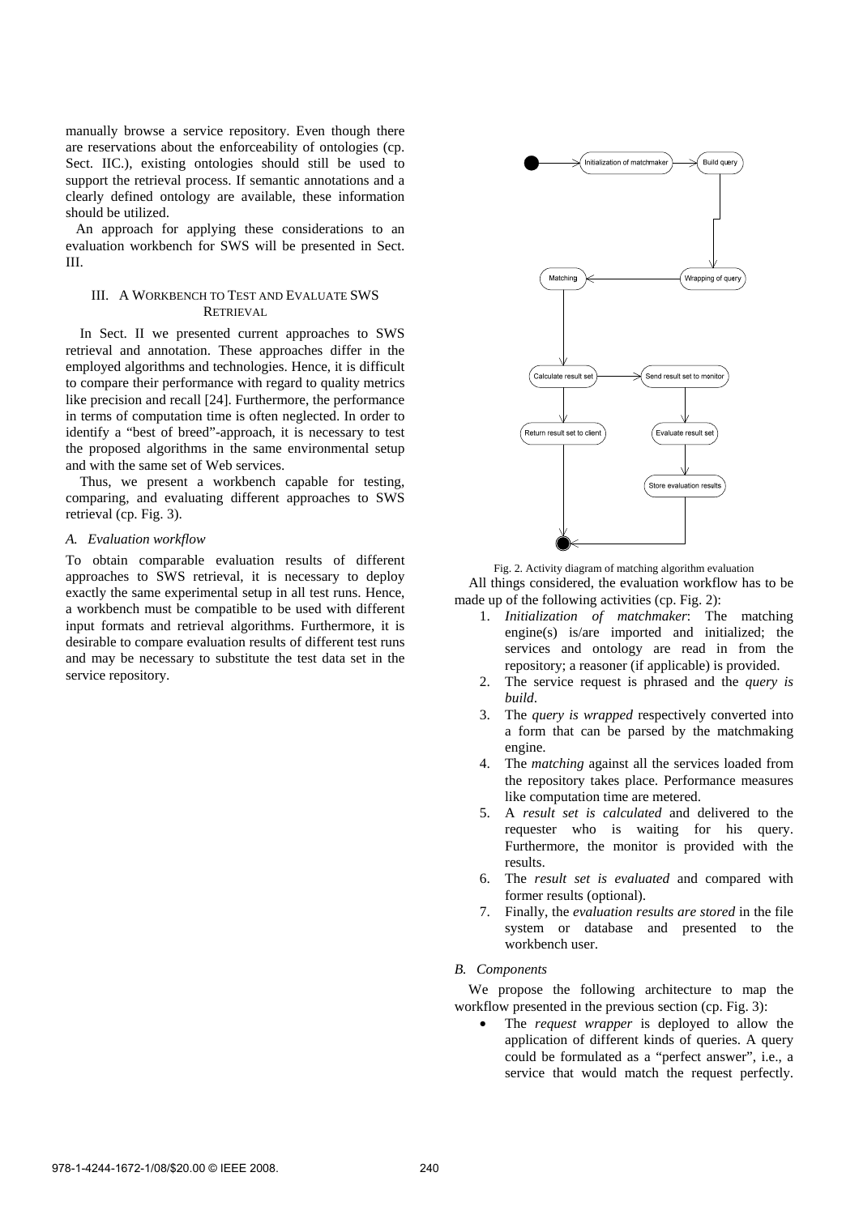manually browse a service repository. Even though there are reservations about the enforceability of ontologies (cp. Sect. IIC.), existing ontologies should still be used to support the retrieval process. If semantic annotations and a clearly defined ontology are available, these information should be utilized.

An approach for applying these considerations to an evaluation workbench for SWS will be presented in Sect. III.

## III. A Workbench to Test and Evaluate SWS Retrieval

In Sect. II we presented current approaches to SWS retrieval and annotation. These approaches differ in the employed algorithms and technologies. Hence, it is difficult to compare their performance with regard to quality metrics like precision and recall [24]. Furthermore, the performance in terms of computation time is often neglected. In order to identify a "best of breed"-approach, it is necessary to test the proposed algorithms in the same environmental setup and with the same set of Web services.

Thus, we present a workbench capable for testing, comparing, and evaluating different approaches to SWS retrieval (cp. Fig. 3).

### *A. Evaluation workflow*

To obtain comparable evaluation results of different approaches to SWS retrieval, it is necessary to deploy exactly the same experimental setup in all test runs. Hence, a workbench must be compatible to be used with different input formats and retrieval algorithms. Furthermore, it is desirable to compare evaluation results of different test runs and may be necessary to substitute the test data set in the service repository.

Fig. 2. Activity diagram of matching algorithm evaluation

All things considered, the evaluation workflow has to be made up of the following activities (cp. Fig. 2):

1. *Initialization of matchmaker*: The matching engine(s) is/are imported and initialized; the services and ontology are read in from the repository; a reasoner (if applicable) is provided.
2. The service request is phrased and the *query is build*.
3. The *query is wrapped* respectively converted into a form that can be parsed by the matchmaking engine.
4. The *matching* against all the services loaded from the repository takes place. Performance measures like computation time are metered.
5. A *result set is calculated* and delivered to the requester who is waiting for his query. Furthermore, the monitor is provided with the results.
6. The *result set is evaluated* and compared with former results (optional).
7. Finally, the *evaluation results are stored* in the file system or database and presented to the workbench user.

### *B. Components*

We propose the following architecture to map the workflow presented in the previous section (cp. Fig. 3):

- The *request wrapper* is deployed to allow the application of different kinds of queries. A query could be formulated as a "perfect answer", i.e., a service that would match the request perfectly.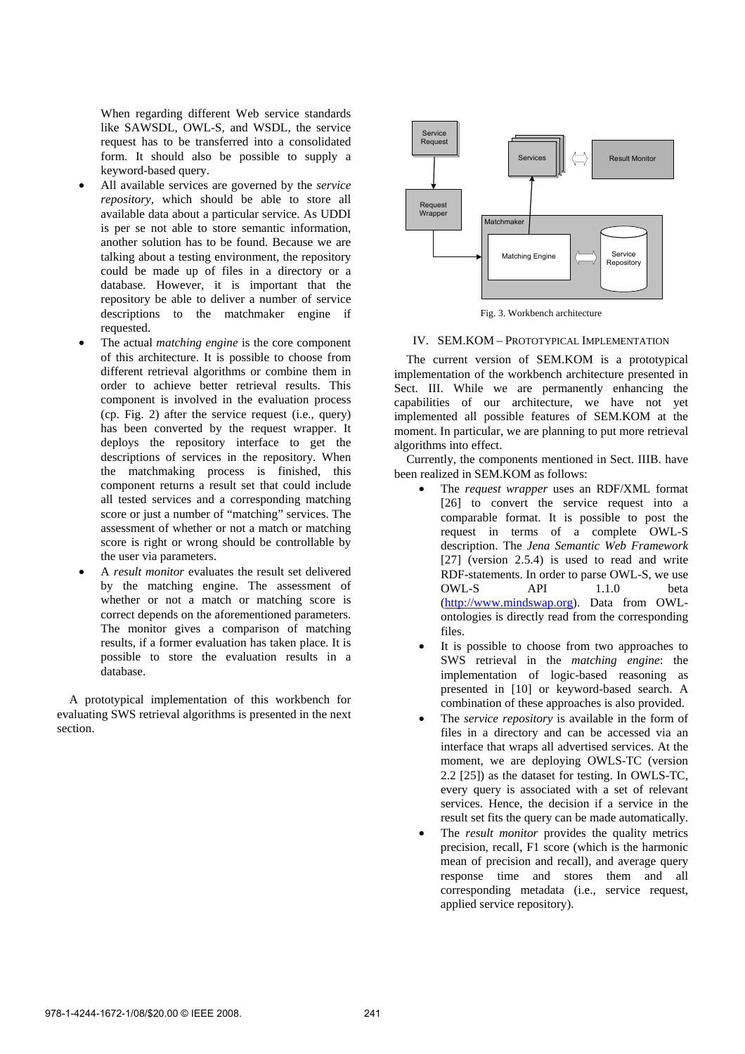When regarding different Web service standards like SAWSDL, OWL-S, and WSDL, the service request has to be transferred into a consolidated form. It should also be possible to supply a keyword-based query.

- All available services are governed by the *service repository*, which should be able to store all available data about a particular service. As UDDI is per se not able to store semantic information, another solution has to be found. Because we are talking about a testing environment, the repository could be made up of files in a directory or a database. However, it is important that the repository be able to deliver a number of service descriptions to the matchmaker engine if requested.
- The actual *matching engine* is the core component of this architecture. It is possible to choose from different retrieval algorithms or combine them in order to achieve better retrieval results. This component is involved in the evaluation process (cp. Fig. 2) after the service request (i.e., query) has been converted by the request wrapper. It deploys the repository interface to get the descriptions of services in the repository. When the matchmaking process is finished, this component returns a result set that could include all tested services and a corresponding matching score or just a number of "matching" services. The assessment of whether or not a match or matching score is right or wrong should be controllable by the user via parameters.
- A *result monitor* evaluates the result set delivered by the matching engine. The assessment of whether or not a match or matching score is correct depends on the aforementioned parameters. The monitor gives a comparison of matching results, if a former evaluation has taken place. It is possible to store the evaluation results in a database.

A prototypical implementation of this workbench for evaluating SWS retrieval algorithms is presented in the next section.

Fig. 3. Workbench architecture

## IV. SEM.KOM – Prototypical Implementation

The current version of SEM.KOM is a prototypical implementation of the workbench architecture presented in Sect. III. While we are permanently enhancing the capabilities of our architecture, we have not yet implemented all possible features of SEM.KOM at the moment. In particular, we are planning to put more retrieval algorithms into effect.

Currently, the components mentioned in Sect. IIIB. have been realized in SEM.KOM as follows:

- The *request wrapper* uses an RDF/XML format [26] to convert the service request into a comparable format. It is possible to post the request in terms of a complete OWL-S description. The *Jena Semantic Web Framework* [27] (version 2.5.4) is used to read and write RDF-statements. In order to parse OWL-S, we use OWL-S API 1.1.0 beta (http://www.mindswap.org). Data from OWL-ontologies is directly read from the corresponding files.
- It is possible to choose from two approaches to SWS retrieval in the *matching engine*: the implementation of logic-based reasoning as presented in [10] or keyword-based search. A combination of these approaches is also provided.
- The *service repository* is available in the form of files in a directory and can be accessed via an interface that wraps all advertised services. At the moment, we are deploying OWLS-TC (version 2.2 [25]) as the dataset for testing. In OWLS-TC, every query is associated with a set of relevant services. Hence, the decision if a service in the result set fits the query can be made automatically.
- The *result monitor* provides the quality metrics precision, recall, F1 score (which is the harmonic mean of precision and recall), and average query response time and stores them and all corresponding metadata (i.e., service request, applied service repository).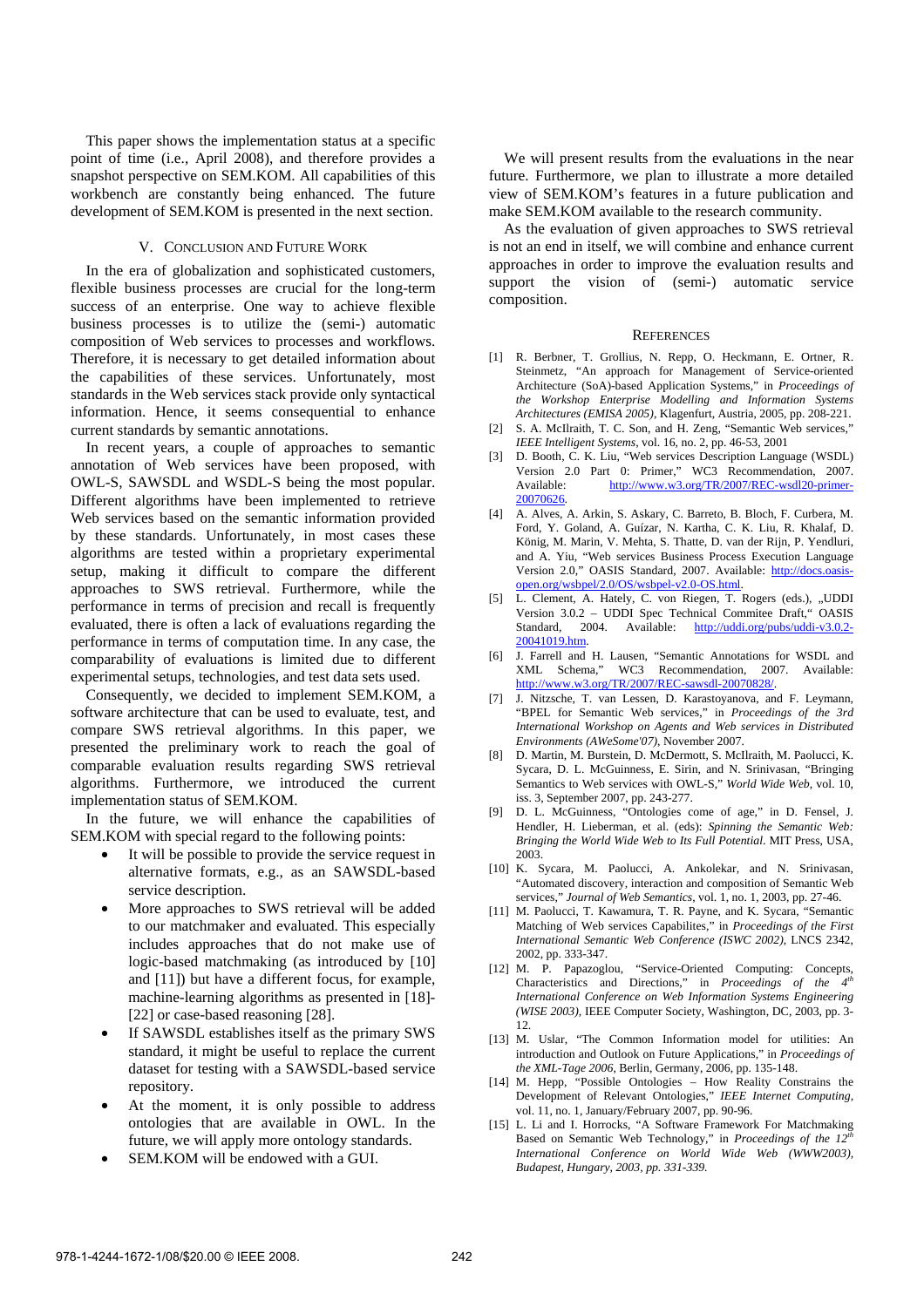This paper shows the implementation status at a specific point of time (i.e., April 2008), and therefore provides a snapshot perspective on SEM.KOM. All capabilities of this workbench are constantly being enhanced. The future development of SEM.KOM is presented in the next section.

## V. Conclusion and Future Work

In the era of globalization and sophisticated customers, flexible business processes are crucial for the long-term success of an enterprise. One way to achieve flexible business processes is to utilize the (semi-) automatic composition of Web services to processes and workflows. Therefore, it is necessary to get detailed information about the capabilities of these services. Unfortunately, most standards in the Web services stack provide only syntactical information. Hence, it seems consequential to enhance current standards by semantic annotations.

In recent years, a couple of approaches to semantic annotation of Web services have been proposed, with OWL-S, SAWSDL and WSDL-S being the most popular. Different algorithms have been implemented to retrieve Web services based on the semantic information provided by these standards. Unfortunately, in most cases these algorithms are tested within a proprietary experimental setup, making it difficult to compare the different approaches to SWS retrieval. Furthermore, while the performance in terms of precision and recall is frequently evaluated, there is often a lack of evaluations regarding the performance in terms of computation time. In any case, the comparability of evaluations is limited due to different experimental setups, technologies, and test data sets used.

Consequently, we decided to implement SEM.KOM, a software architecture that can be used to evaluate, test, and compare SWS retrieval algorithms. In this paper, we presented the preliminary work to reach the goal of comparable evaluation results regarding SWS retrieval algorithms. Furthermore, we introduced the current implementation status of SEM.KOM.

In the future, we will enhance the capabilities of SEM.KOM with special regard to the following points:

- It will be possible to provide the service request in alternative formats, e.g., as an SAWSDL-based service description.
- More approaches to SWS retrieval will be added to our matchmaker and evaluated. This especially includes approaches that do not make use of logic-based matchmaking (as introduced by [10] and [11]) but have a different focus, for example, machine-learning algorithms as presented in [18]-[22] or case-based reasoning [28].
- If SAWSDL establishes itself as the primary SWS standard, it might be useful to replace the current dataset for testing with a SAWSDL-based service repository.
- At the moment, it is only possible to address ontologies that are available in OWL. In the future, we will apply more ontology standards.
- SEM.KOM will be endowed with a GUI.

We will present results from the evaluations in the near future. Furthermore, we plan to illustrate a more detailed view of SEM.KOM's features in a future publication and make SEM.KOM available to the research community.

As the evaluation of given approaches to SWS retrieval is not an end in itself, we will combine and enhance current approaches in order to improve the evaluation results and support the vision of (semi-) automatic service composition.

## References

[1] R. Berbner, T. Grollius, N. Repp, O. Heckmann, E. Ortner, R. Steinmetz, "An approach for Management of Service-oriented Architecture (SoA)-based Application Systems," in *Proceedings of the Workshop Enterprise Modelling and Information Systems Architectures (EMISA 2005)*, Klagenfurt, Austria, 2005, pp. 208-221.

[2] S. A. McIlraith, T. C. Son, and H. Zeng, "Semantic Web services," *IEEE Intelligent Systems*, vol. 16, no. 2, pp. 46-53, 2001

[3] D. Booth, C. K. Liu, "Web services Description Language (WSDL) Version 2.0 Part 0: Primer," WC3 Recommendation, 2007. Available: http://www.w3.org/TR/2007/REC-wsdl20-primer-20070626.

[4] A. Alves, A. Arkin, S. Askary, C. Barreto, B. Bloch, F. Curbera, M. Ford, Y. Goland, A. Guízar, N. Kartha, C. K. Liu, R. Khalaf, D. König, M. Marin, V. Mehta, S. Thatte, D. van der Rijn, P. Yendluri, and A. Yiu, "Web services Business Process Execution Language Version 2.0," OASIS Standard, 2007. Available: http://docs.oasis-open.org/wsbpel/2.0/OS/wsbpel-v2.0-OS.html.

[5] L. Clement, A. Hately, C. von Riegen, T. Rogers (eds.), „UDDI Version 3.0.2 – UDDI Spec Technical Commitee Draft," OASIS Standard, 2004. Available: http://uddi.org/pubs/uddi-v3.0.2-20041019.htm.

[6] J. Farrell and H. Lausen, "Semantic Annotations for WSDL and XML Schema," WC3 Recommendation, 2007. Available: http://www.w3.org/TR/2007/REC-sawsdl-20070828/.

[7] J. Nitzsche, T. van Lessen, D. Karastoyanova, and F. Leymann, "BPEL for Semantic Web services," in *Proceedings of the 3rd International Workshop on Agents and Web services in Distributed Environments (AWeSome'07)*, November 2007.

[8] D. Martin, M. Burstein, D. McDermott, S. McIlraith, M. Paolucci, K. Sycara, D. L. McGuinness, E. Sirin, and N. Srinivasan, "Bringing Semantics to Web services with OWL-S," *World Wide Web*, vol. 10, iss. 3, September 2007, pp. 243-277.

[9] D. L. McGuinness, "Ontologies come of age," in D. Fensel, J. Hendler, H. Lieberman, et al. (eds): *Spinning the Semantic Web: Bringing the World Wide Web to Its Full Potential*. MIT Press, USA, 2003.

[10] K. Sycara, M. Paolucci, A. Ankolekar, and N. Srinivasan, "Automated discovery, interaction and composition of Semantic Web services," *Journal of Web Semantics*, vol. 1, no. 1, 2003, pp. 27-46.

[11] M. Paolucci, T. Kawamura, T. R. Payne, and K. Sycara, "Semantic Matching of Web services Capabilites," in *Proceedings of the First International Semantic Web Conference (ISWC 2002)*, LNCS 2342, 2002, pp. 333-347.

[12] M. P. Papazoglou, "Service-Oriented Computing: Concepts, Characteristics and Directions," in *Proceedings of the 4th International Conference on Web Information Systems Engineering (WISE 2003)*, IEEE Computer Society, Washington, DC, 2003, pp. 3-12.

[13] M. Uslar, "The Common Information model for utilities: An introduction and Outlook on Future Applications," in *Proceedings of the XML-Tage 2006*, Berlin, Germany, 2006, pp. 135-148.

[14] M. Hepp, "Possible Ontologies – How Reality Constrains the Development of Relevant Ontologies," *IEEE Internet Computing*, vol. 11, no. 1, January/February 2007, pp. 90-96.

[15] L. Li and I. Horrocks, "A Software Framework For Matchmaking Based on Semantic Web Technology," in *Proceedings of the 12th International Conference on World Wide Web (WWW2003), Budapest, Hungary, 2003, pp. 331-339.*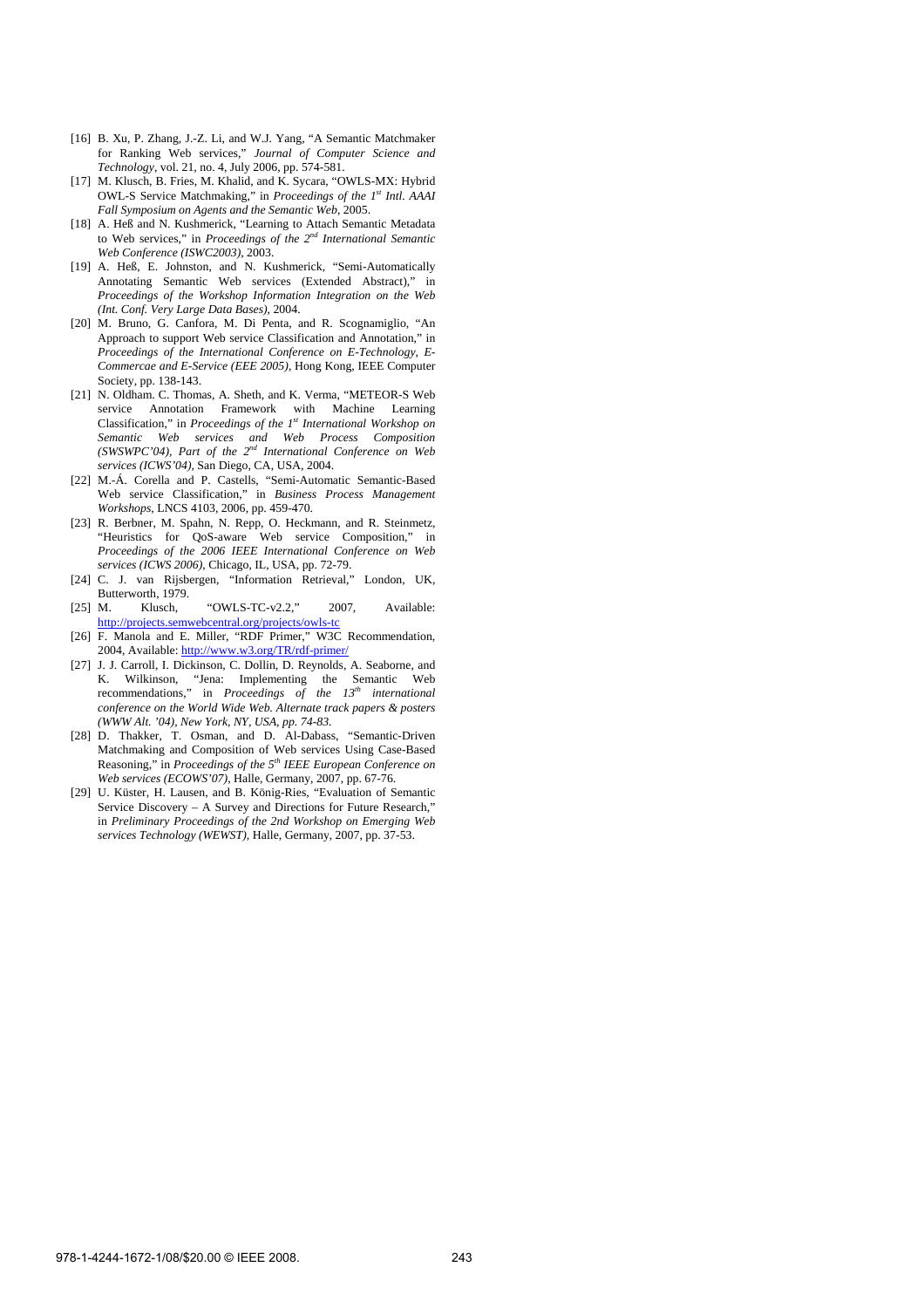[16] B. Xu, P. Zhang, J.-Z. Li, and W.J. Yang, "A Semantic Matchmaker for Ranking Web services," *Journal of Computer Science and Technology*, vol. 21, no. 4, July 2006, pp. 574-581.

[17] M. Klusch, B. Fries, M. Khalid, and K. Sycara, "OWLS-MX: Hybrid OWL-S Service Matchmaking," in *Proceedings of the 1st Intl. AAAI Fall Symposium on Agents and the Semantic Web*, 2005.

[18] A. Heß and N. Kushmerick, "Learning to Attach Semantic Metadata to Web services," in *Proceedings of the 2nd International Semantic Web Conference (ISWC2003)*, 2003.

[19] A. Heß, E. Johnston, and N. Kushmerick, "Semi-Automatically Annotating Semantic Web services (Extended Abstract)," in *Proceedings of the Workshop Information Integration on the Web (Int. Conf. Very Large Data Bases)*, 2004.

[20] M. Bruno, G. Canfora, M. Di Penta, and R. Scognamiglio, "An Approach to support Web service Classification and Annotation," in *Proceedings of the International Conference on E-Technology, E-Commercae and E-Service (EEE 2005)*, Hong Kong, IEEE Computer Society, pp. 138-143.

[21] N. Oldham. C. Thomas, A. Sheth, and K. Verma, "METEOR-S Web service Annotation Framework with Machine Learning Classification," in *Proceedings of the 1st International Workshop on Semantic Web services and Web Process Composition (SWSWPC'04), Part of the 2nd International Conference on Web services (ICWS'04)*, San Diego, CA, USA, 2004.

[22] M.-Á. Corella and P. Castells, "Semi-Automatic Semantic-Based Web service Classification," in *Business Process Management Workshops*, LNCS 4103, 2006, pp. 459-470.

[23] R. Berbner, M. Spahn, N. Repp, O. Heckmann, and R. Steinmetz, "Heuristics for QoS-aware Web service Composition," in *Proceedings of the 2006 IEEE International Conference on Web services (ICWS 2006)*, Chicago, IL, USA, pp. 72-79.

[24] C. J. van Rijsbergen, "Information Retrieval," London, UK, Butterworth, 1979.

[25] M. Klusch, "OWLS-TC-v2.2," 2007, Available: http://projects.semwebcentral.org/projects/owls-tc

[26] F. Manola and E. Miller, "RDF Primer," W3C Recommendation, 2004, Available: http://www.w3.org/TR/rdf-primer/

[27] J. J. Carroll, I. Dickinson, C. Dollin, D. Reynolds, A. Seaborne, and K. Wilkinson, "Jena: Implementing the Semantic Web recommendations," in *Proceedings of the 13th international conference on the World Wide Web. Alternate track papers & posters (WWW Alt. '04), New York, NY, USA, pp. 74-83.*

[28] D. Thakker, T. Osman, and D. Al-Dabass, "Semantic-Driven Matchmaking and Composition of Web services Using Case-Based Reasoning," in *Proceedings of the 5th IEEE European Conference on Web services (ECOWS'07)*, Halle, Germany, 2007, pp. 67-76.

[29] U. Küster, H. Lausen, and B. König-Ries, "Evaluation of Semantic Service Discovery – A Survey and Directions for Future Research," in *Preliminary Proceedings of the 2nd Workshop on Emerging Web services Technology (WEWST)*, Halle, Germany, 2007, pp. 37-53.